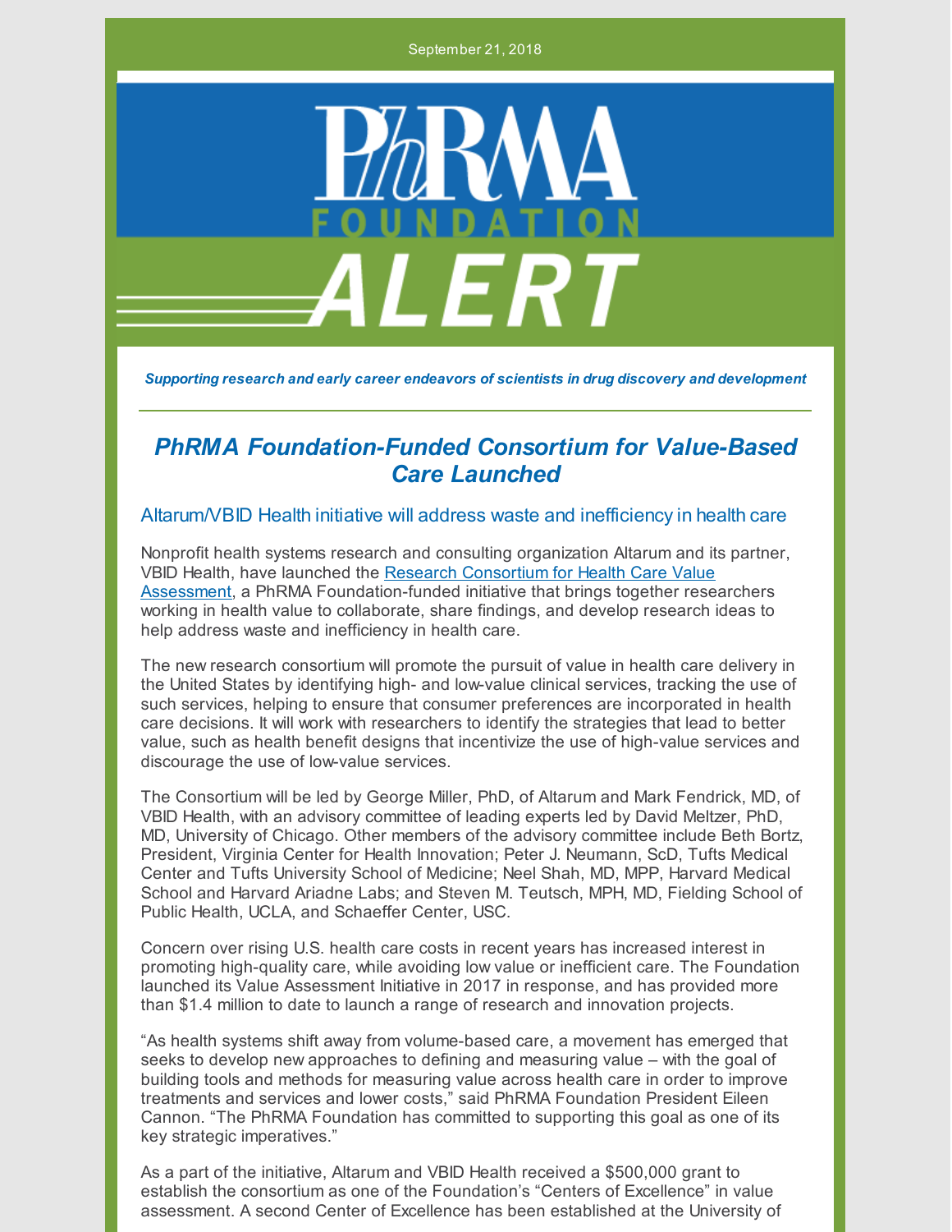September 21, 2018

PhRMA FOUNDATION ALERT

*Supporting research and early career endeavors of scientists in drug discovery and development*

## *PhRMA Foundation-Funded Consortium for Value-Based Care Launched*

### Altarum/VBID Health initiative will address waste and inefficiency in health care

Nonprofit health systems research and consulting organization Altarum and its partner, VBID Health, have launched the Research Consortium for Health Care Value Assessment, a PhRMA Foundation-funded initiative that brings together researchers working in health value to collaborate, share findings, and develop research ideas to help address waste and inefficiency in health care.

The new research consortium will promote the pursuit of value in health care delivery in the United States by identifying high- and low-value clinical services, tracking the use of such services, helping to ensure that consumer preferences are incorporated in health care decisions. It will work with researchers to identify the strategies that lead to better value, such as health benefit designs that incentivize the use of high-value services and discourage the use of low-value services.

The Consortium will be led by George Miller, PhD, of Altarum and Mark Fendrick, MD, of VBID Health, with an advisory committee of leading experts led by David Meltzer, PhD, MD, University of Chicago. Other members of the advisory committee include Beth Bortz, President, Virginia Center for Health Innovation; Peter J. Neumann, ScD, Tufts Medical Center and Tufts University School of Medicine; Neel Shah, MD, MPP, Harvard Medical School and Harvard Ariadne Labs; and Steven M. Teutsch, MPH, MD, Fielding School of Public Health, UCLA, and Schaeffer Center, USC.

Concern over rising U.S. health care costs in recent years has increased interest in promoting high-quality care, while avoiding low value or inefficient care. The Foundation launched its Value Assessment Initiative in 2017 in response, and has provided more than $1.4 million to date to launch a range of research and innovation projects.

"As health systems shift away from volume-based care, a movement has emerged that seeks to develop new approaches to defining and measuring value – with the goal of building tools and methods for measuring value across health care in order to improve treatments and services and lower costs," said PhRMA Foundation President Eileen Cannon. "The PhRMA Foundation has committed to supporting this goal as one of its key strategic imperatives."

As a part of the initiative, Altarum and VBID Health received a $500,000 grant to establish the consortium as one of the Foundation's "Centers of Excellence" in value assessment. A second Center of Excellence has been established at the University of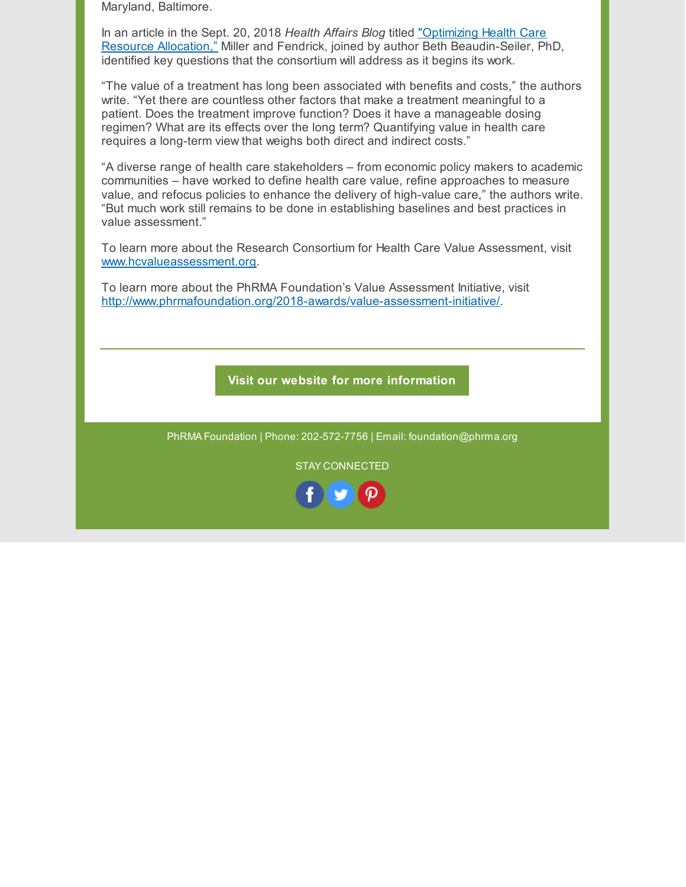Maryland, Baltimore.

In an article in the Sept. 20, 2018 *Health Affairs Blog* titled "Optimizing Health Care Resource Allocation," Miller and Fendrick, joined by author Beth Beaudin-Seiler, PhD, identified key questions that the consortium will address as it begins its work.

“The value of a treatment has long been associated with benefits and costs,” the authors write. “Yet there are countless other factors that make a treatment meaningful to a patient. Does the treatment improve function? Does it have a manageable dosing regimen? What are its effects over the long term? Quantifying value in health care requires a long-term view that weighs both direct and indirect costs.”

“A diverse range of health care stakeholders – from economic policy makers to academic communities – have worked to define health care value, refine approaches to measure value, and refocus policies to enhance the delivery of high-value care,” the authors write. “But much work still remains to be done in establishing baselines and best practices in value assessment.”

To learn more about the Research Consortium for Health Care Value Assessment, visit www.hcvalueassessment.org.

To learn more about the PhRMA Foundation’s Value Assessment Initiative, visit http://www.phrmafoundation.org/2018-awards/value-assessment-initiative/.

---

**Visit our website for more information**

PhRMA Foundation | Phone: 202-572-7756 | Email: foundation@phrma.org

STAY CONNECTED